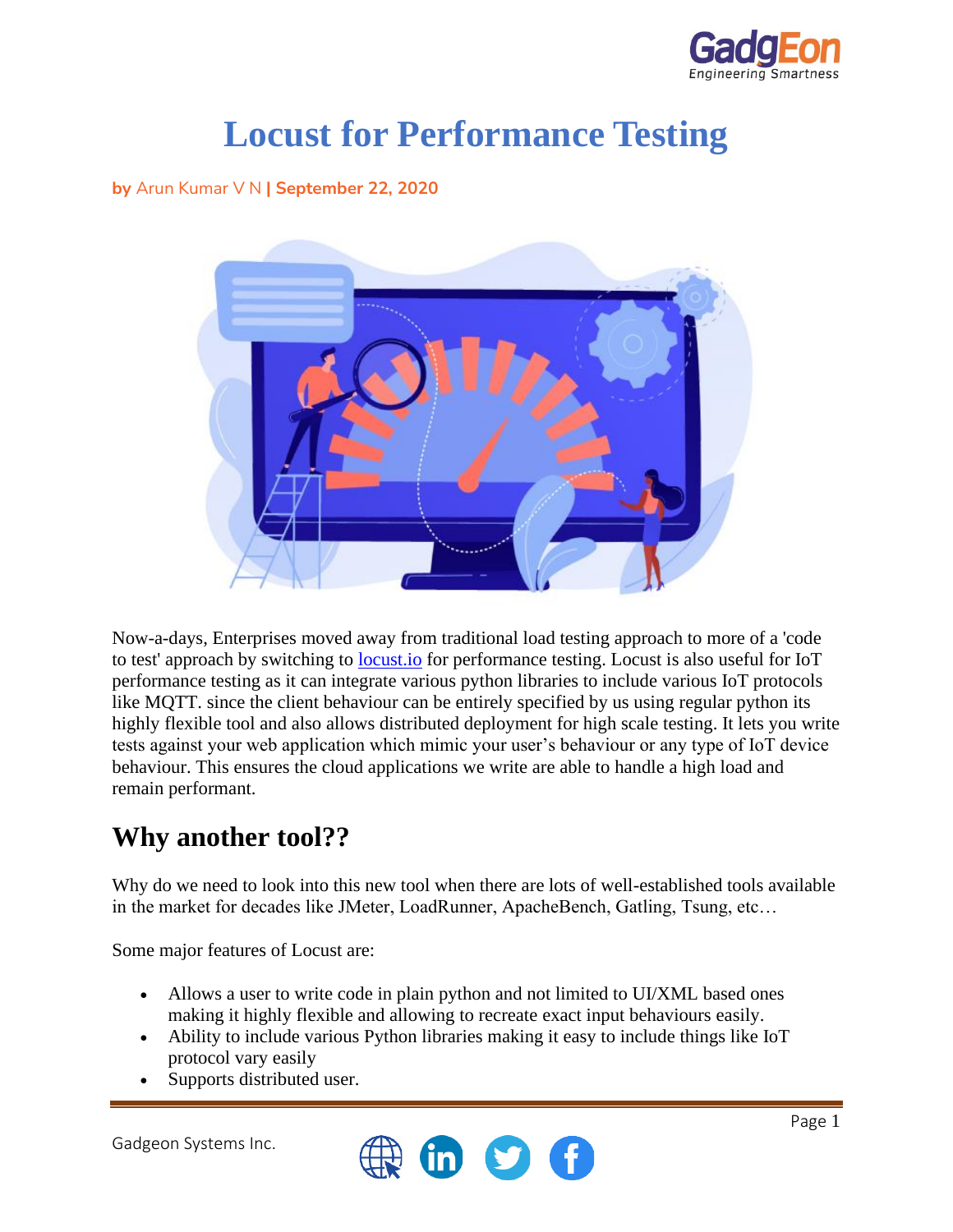# Locust for Performance Testing

**by** Arun Kumar V N **| September 22, 2020**

Now-a-days, Enterprises moved away from traditional load testing approach to more of a 'code to test' approach by switching to [locust.io](locust.io) for performance testing. Locust is also useful for IoT performance testing as it can integrate various python libraries to include various IoT protocols like MQTT. since the client behaviour can be entirely specified by us using regular python its highly flexible tool and also allows distributed deployment for high scale testing. It lets you write tests against your web application which mimic your user's behaviour or any type of IoT device behaviour. This ensures the cloud applications we write are able to handle a high load and remain performant.

## Why another tool??

Why do we need to look into this new tool when there are lots of well-established tools available in the market for decades like JMeter, LoadRunner, ApacheBench, Gatling, Tsung, etc…

Some major features of Locust are:

- Allows a user to write code in plain python and not limited to UI/XML based ones making it highly flexible and allowing to recreate exact input behaviours easily.
- Ability to include various Python libraries making it easy to include things like IoT protocol vary easily
- Supports distributed user.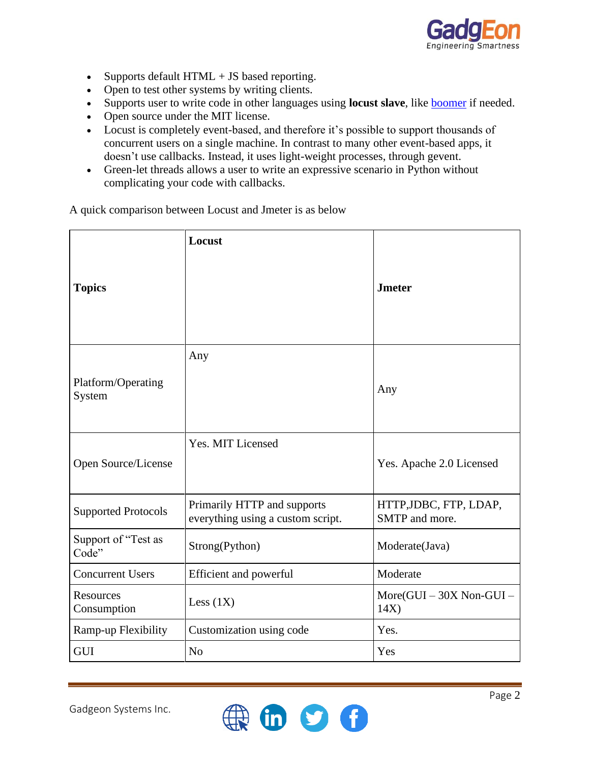- Supports default HTML + JS based reporting.
- Open to test other systems by writing clients.
- Supports user to write code in other languages using **locust slave**, like [boomer](boomer) if needed.
- Open source under the MIT license.
- Locust is completely event-based, and therefore it's possible to support thousands of concurrent users on a single machine. In contrast to many other event-based apps, it doesn't use callbacks. Instead, it uses light-weight processes, through gevent.
- Green-let threads allows a user to write an expressive scenario in Python without complicating your code with callbacks.

A quick comparison between Locust and Jmeter is as below

| **Topics** | **Locust** | **Jmeter** |
|---|---|---|
| Platform/Operating System | Any | Any |
| Open Source/License | Yes. MIT Licensed | Yes. Apache 2.0 Licensed |
| Supported Protocols | Primarily HTTP and supports everything using a custom script. | HTTP,JDBC, FTP, LDAP, SMTP and more. |
| Support of "Test as Code" | Strong(Python) | Moderate(Java) |
| Concurrent Users | Efficient and powerful | Moderate |
| Resources Consumption | Less (1X) | More(GUI – 30X Non-GUI – 14X) |
| Ramp-up Flexibility | Customization using code | Yes. |
| GUI | No | Yes |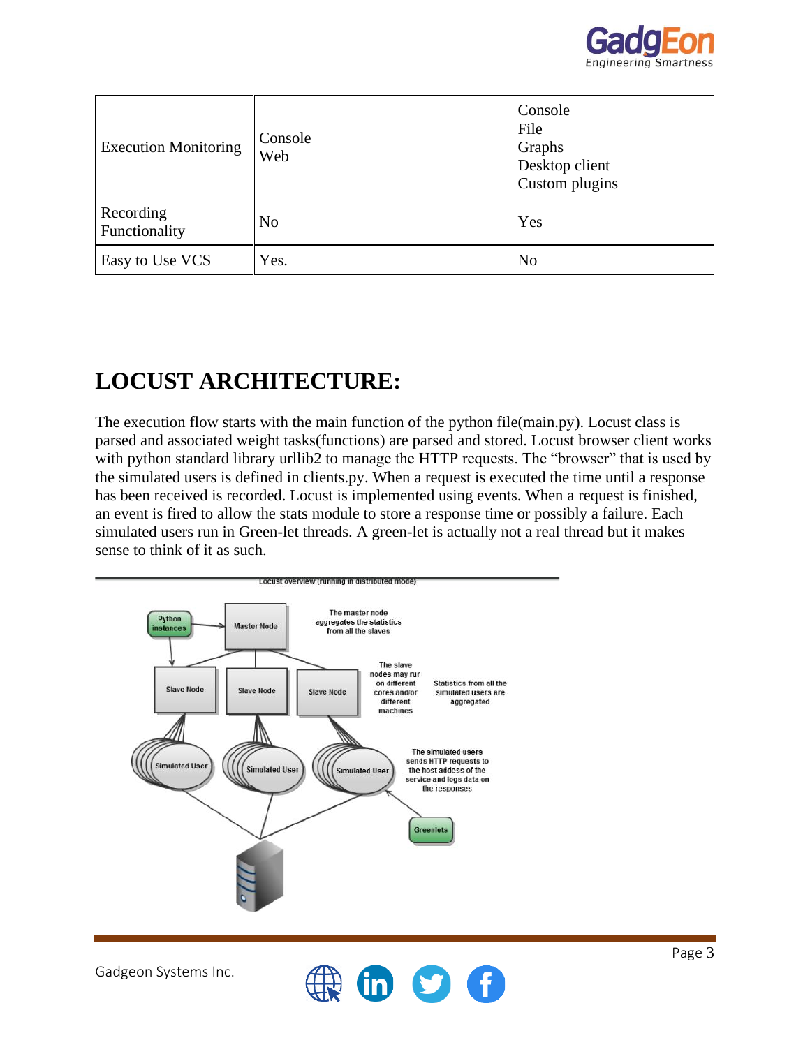| Execution Monitoring | Console<br>Web | Console<br>File<br>Graphs<br>Desktop client<br>Custom plugins |
|---|---|---|
| Recording Functionality | No | Yes |
| Easy to Use VCS | Yes. | No |

# LOCUST ARCHITECTURE:

The execution flow starts with the main function of the python file(main.py). Locust class is parsed and associated weight tasks(functions) are parsed and stored. Locust browser client works with python standard library urllib2 to manage the HTTP requests. The "browser" that is used by the simulated users is defined in clients.py. When a request is executed the time until a response has been received is recorded. Locust is implemented using events. When a request is finished, an event is fired to allow the stats module to store a response time or possibly a failure. Each simulated users run in Green-let threads. A green-let is actually not a real thread but it makes sense to think of it as such.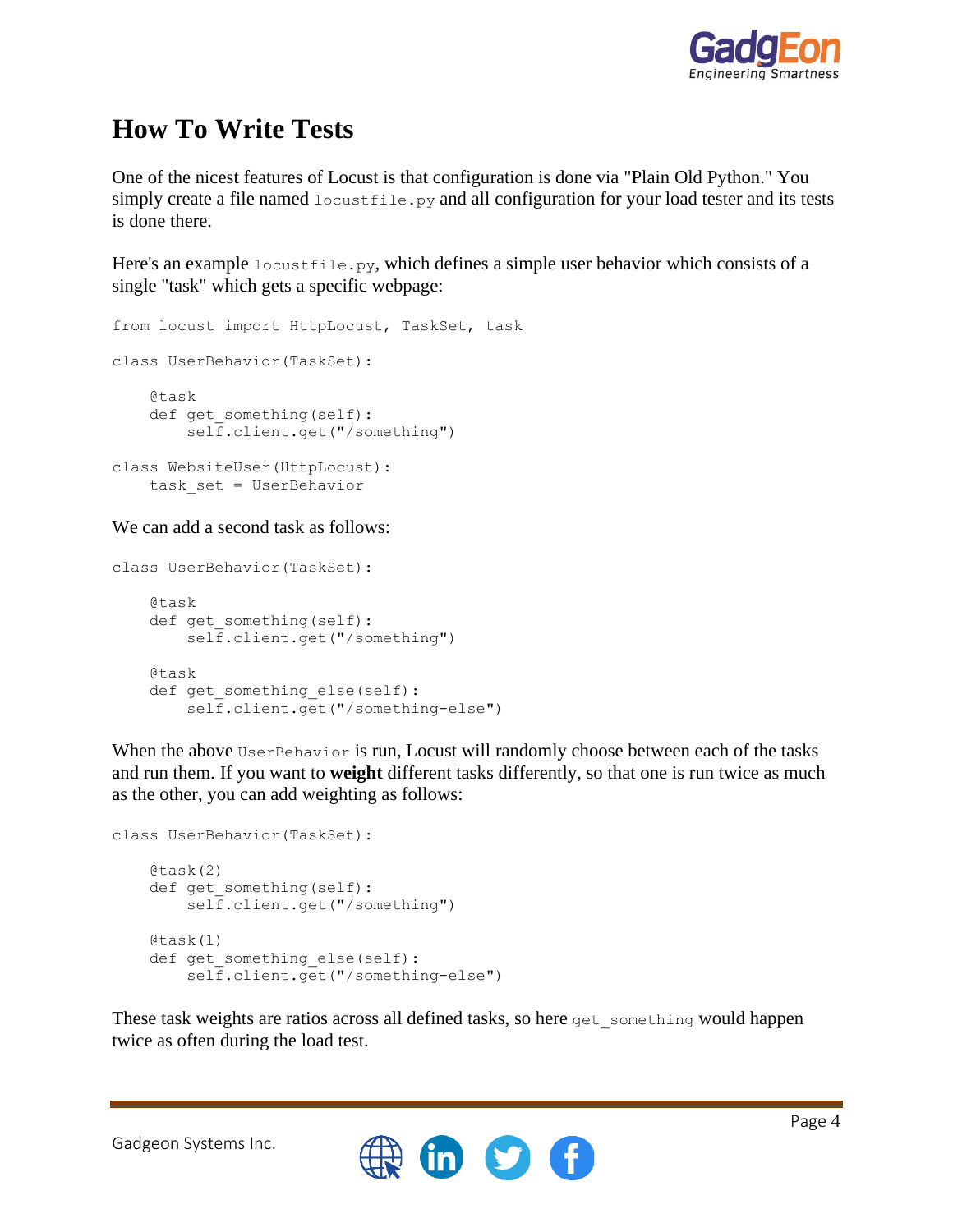# How To Write Tests

One of the nicest features of Locust is that configuration is done via "Plain Old Python." You simply create a file named `locustfile.py` and all configuration for your load tester and its tests is done there.

Here's an example `locustfile.py`, which defines a simple user behavior which consists of a single "task" which gets a specific webpage:

```
from locust import HttpLocust, TaskSet, task

class UserBehavior(TaskSet):

    @task
    def get_something(self):
        self.client.get("/something")

class WebsiteUser(HttpLocust):
    task_set = UserBehavior
```

We can add a second task as follows:

```
class UserBehavior(TaskSet):

    @task
    def get_something(self):
        self.client.get("/something")

    @task
    def get_something_else(self):
        self.client.get("/something-else")
```

When the above `UserBehavior` is run, Locust will randomly choose between each of the tasks and run them. If you want to **weight** different tasks differently, so that one is run twice as much as the other, you can add weighting as follows:

```
class UserBehavior(TaskSet):

    @task(2)
    def get_something(self):
        self.client.get("/something")

    @task(1)
    def get_something_else(self):
        self.client.get("/something-else")
```

These task weights are ratios across all defined tasks, so here `get_something` would happen twice as often during the load test.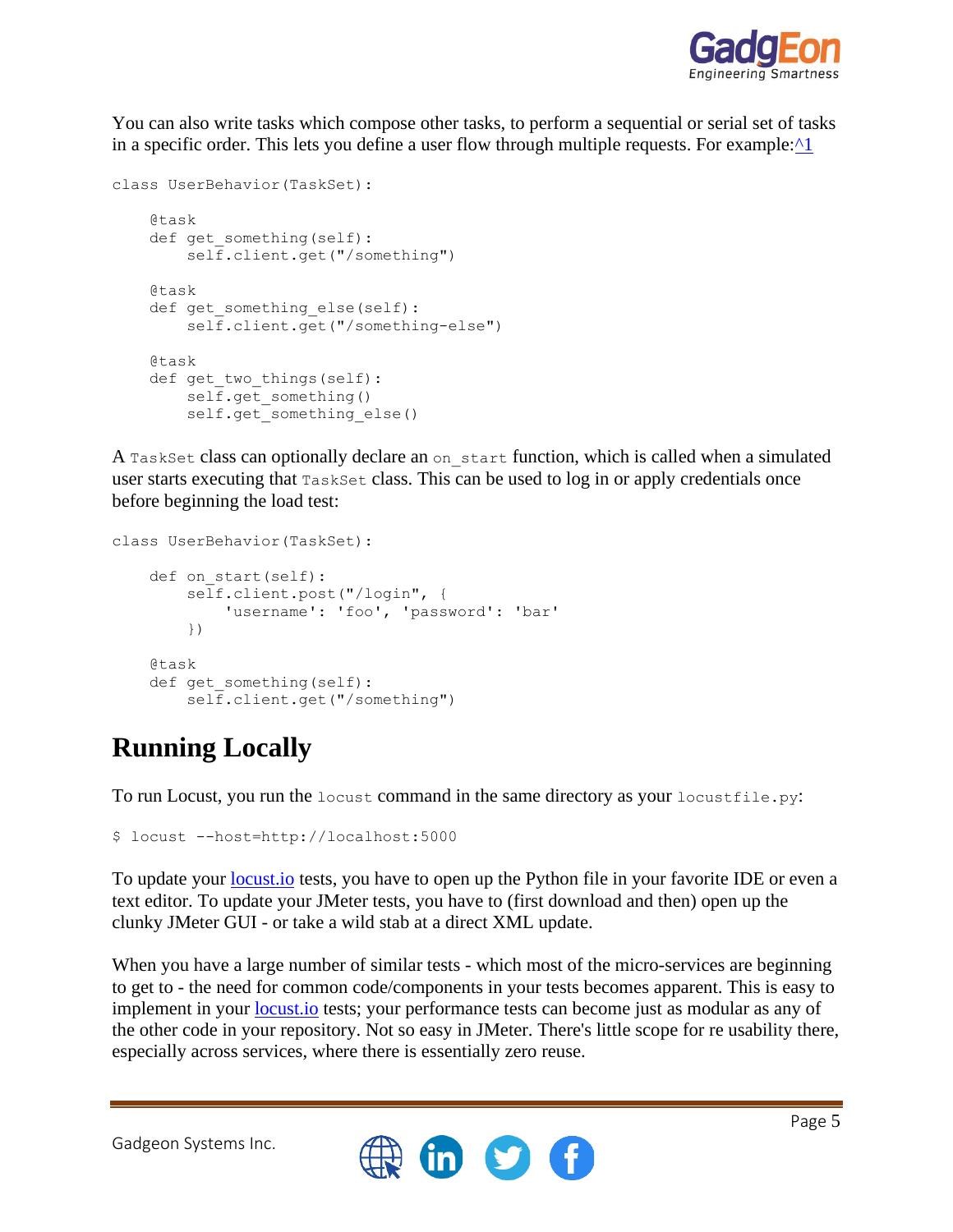You can also write tasks which compose other tasks, to perform a sequential or serial set of tasks in a specific order. This lets you define a user flow through multiple requests. For example:[^1]

```
class UserBehavior(TaskSet):

    @task
    def get_something(self):
        self.client.get("/something")

    @task
    def get_something_else(self):
        self.client.get("/something-else")

    @task
    def get_two_things(self):
        self.get_something()
        self.get_something_else()
```

A `TaskSet` class can optionally declare an `on_start` function, which is called when a simulated user starts executing that `TaskSet` class. This can be used to log in or apply credentials once before beginning the load test:

```
class UserBehavior(TaskSet):

    def on_start(self):
        self.client.post("/login", {
            'username': 'foo', 'password': 'bar'
        })

    @task
    def get_something(self):
        self.client.get("/something")
```

## Running Locally

To run Locust, you run the `locust` command in the same directory as your `locustfile.py`:

```
$ locust --host=http://localhost:5000
```

To update your locust.io tests, you have to open up the Python file in your favorite IDE or even a text editor. To update your JMeter tests, you have to (first download and then) open up the clunky JMeter GUI - or take a wild stab at a direct XML update.

When you have a large number of similar tests - which most of the micro-services are beginning to get to - the need for common code/components in your tests becomes apparent. This is easy to implement in your locust.io tests; your performance tests can become just as modular as any of the other code in your repository. Not so easy in JMeter. There's little scope for re usability there, especially across services, where there is essentially zero reuse.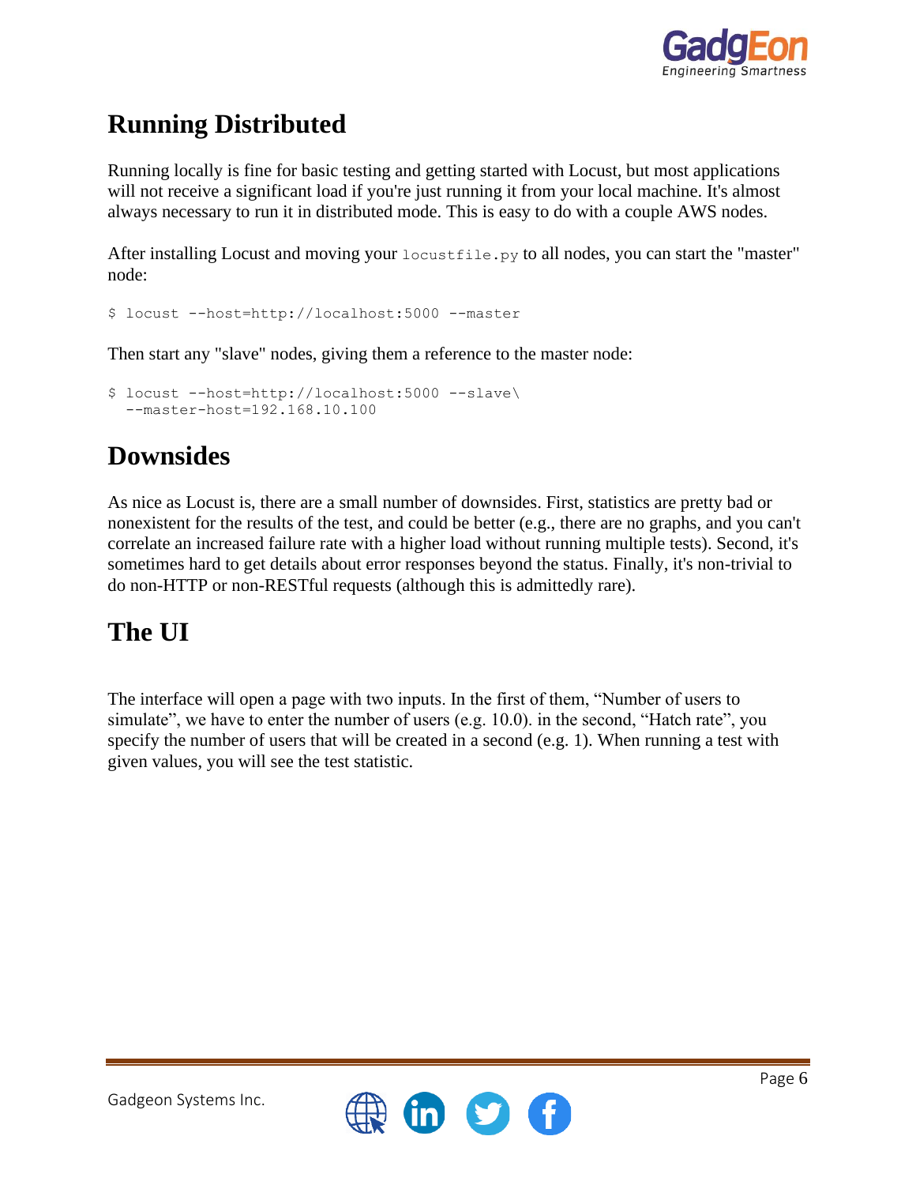## Running Distributed

Running locally is fine for basic testing and getting started with Locust, but most applications will not receive a significant load if you're just running it from your local machine. It's almost always necessary to run it in distributed mode. This is easy to do with a couple AWS nodes.

After installing Locust and moving your `locustfile.py` to all nodes, you can start the "master" node:

```
$ locust --host=http://localhost:5000 --master
```

Then start any "slave" nodes, giving them a reference to the master node:

```
$ locust --host=http://localhost:5000 --slave\
  --master-host=192.168.10.100
```

## Downsides

As nice as Locust is, there are a small number of downsides. First, statistics are pretty bad or nonexistent for the results of the test, and could be better (e.g., there are no graphs, and you can't correlate an increased failure rate with a higher load without running multiple tests). Second, it's sometimes hard to get details about error responses beyond the status. Finally, it's non-trivial to do non-HTTP or non-RESTful requests (although this is admittedly rare).

## The UI

The interface will open a page with two inputs. In the first of them, "Number of users to simulate", we have to enter the number of users (e.g. 10.0). in the second, "Hatch rate", you specify the number of users that will be created in a second (e.g. 1). When running a test with given values, you will see the test statistic.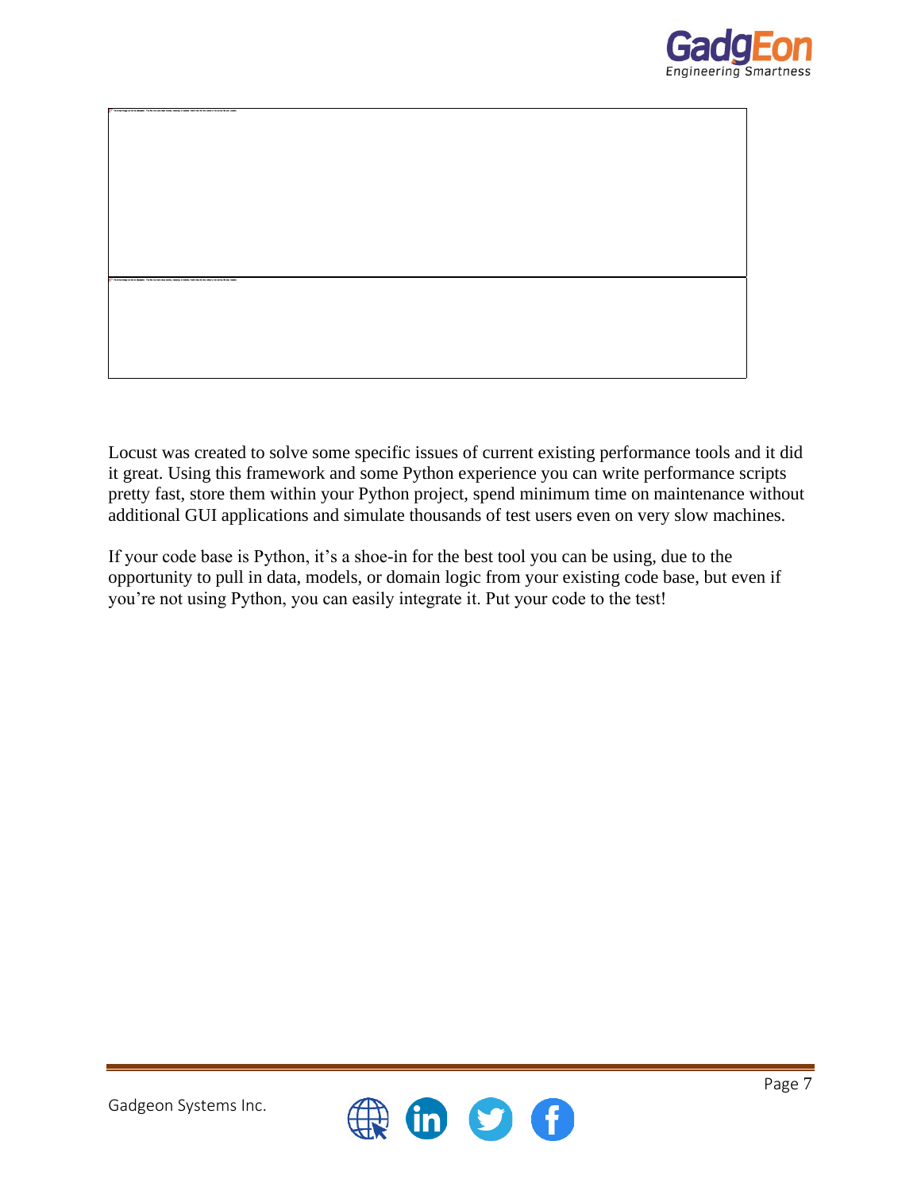Locust was created to solve some specific issues of current existing performance tools and it did it great. Using this framework and some Python experience you can write performance scripts pretty fast, store them within your Python project, spend minimum time on maintenance without additional GUI applications and simulate thousands of test users even on very slow machines.

If your code base is Python, it's a shoe-in for the best tool you can be using, due to the opportunity to pull in data, models, or domain logic from your existing code base, but even if you're not using Python, you can easily integrate it. Put your code to the test!